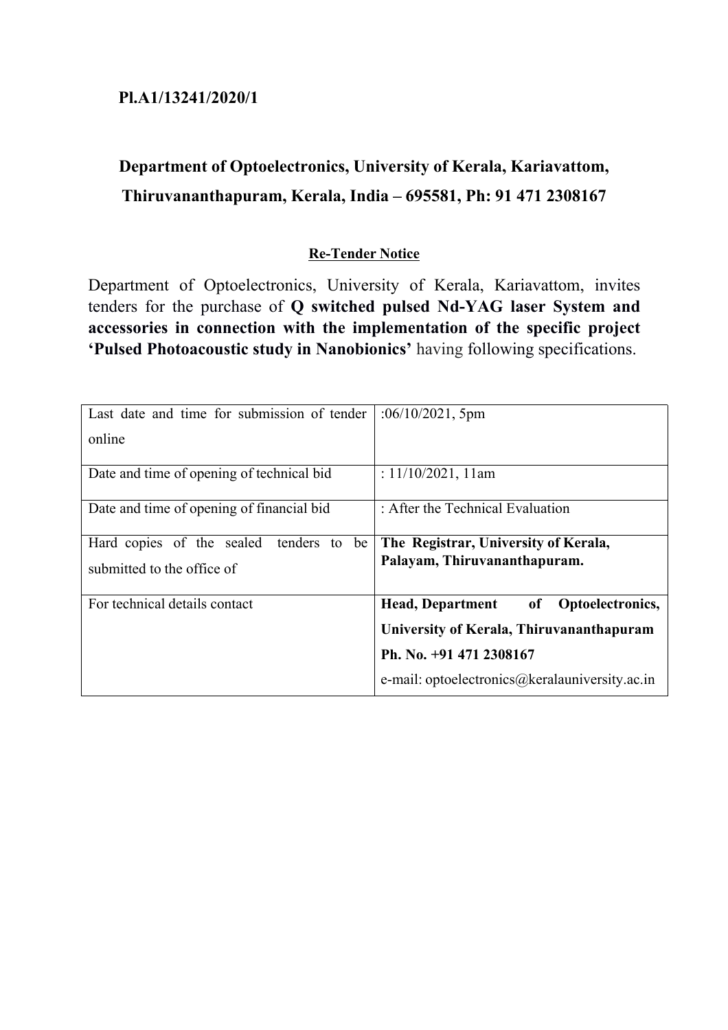**Pl.A1/13241/2020/1**

## Department of Optoelectronics, University of Kerala, Kariavattom, Thiruvananthapuram, Kerala, India – 695581, Ph: 91 471 2308167

**Re-Tender Notice**

Department of Optoelectronics, University of Kerala, Kariavattom, invites tenders for the purchase of **Q switched pulsed Nd-YAG laser System and accessories in connection with the implementation of the specific project 'Pulsed Photoacoustic study in Nanobionics'** having following specifications.

| | |
|---|---|
| Last date and time for submission of tender online | :06/10/2021, 5pm |
| Date and time of opening of technical bid | : 11/10/2021, 11am |
| Date and time of opening of financial bid | : After the Technical Evaluation |
| Hard copies of the sealed tenders to be submitted to the office of | **The Registrar, University of Kerala, Palayam, Thiruvananthapuram.** |
| For technical details contact | **Head, Department of Optoelectronics, University of Kerala, Thiruvananthapuram**<br>**Ph. No. +91 471 2308167**<br>e-mail: optoelectronics@keralauniversity.ac.in |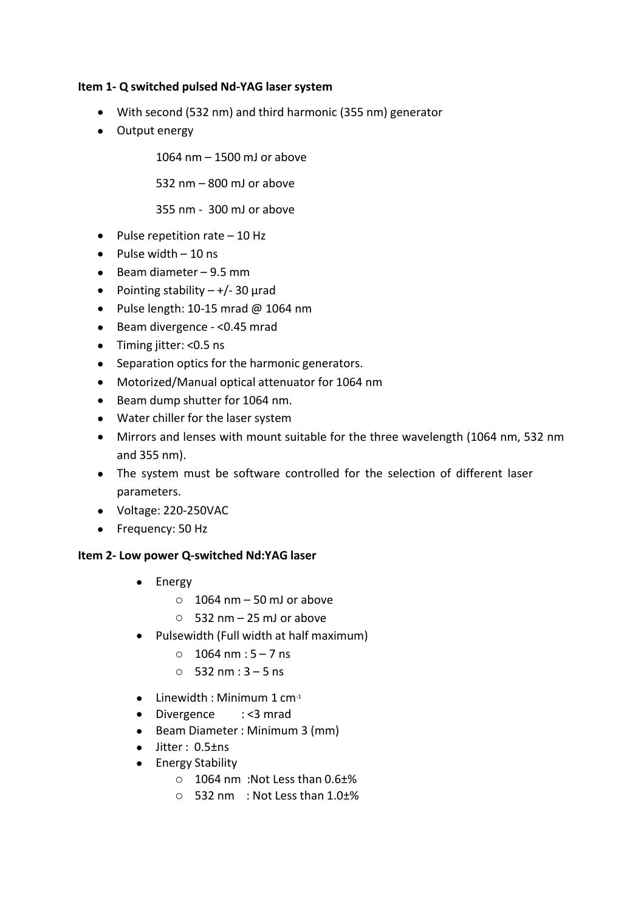**Item 1- Q switched pulsed Nd-YAG laser system**

- With second (532 nm) and third harmonic (355 nm) generator
- Output energy

  1064 nm – 1500 mJ or above

  532 nm – 800 mJ or above

  355 nm - 300 mJ or above

- Pulse repetition rate – 10 Hz
- Pulse width – 10 ns
- Beam diameter – 9.5 mm
- Pointing stability – +/- 30 µrad
- Pulse length: 10-15 mrad @ 1064 nm
- Beam divergence - <0.45 mrad
- Timing jitter: <0.5 ns
- Separation optics for the harmonic generators.
- Motorized/Manual optical attenuator for 1064 nm
- Beam dump shutter for 1064 nm.
- Water chiller for the laser system
- Mirrors and lenses with mount suitable for the three wavelength (1064 nm, 532 nm and 355 nm).
- The system must be software controlled for the selection of different laser parameters.
- Voltage: 220-250VAC
- Frequency: 50 Hz

**Item 2- Low power Q-switched Nd:YAG laser**

- Energy
  - 1064 nm – 50 mJ or above
  - 532 nm – 25 mJ or above
- Pulsewidth (Full width at half maximum)
  - 1064 nm : 5 – 7 ns
  - 532 nm : 3 – 5 ns
- Linewidth : Minimum 1 $cm^{-1}$
- Divergence : <3 mrad
- Beam Diameter : Minimum 3 (mm)
- Jitter : 0.5±ns
- Energy Stability
  - 1064 nm :Not Less than 0.6±%
  - 532 nm : Not Less than 1.0±%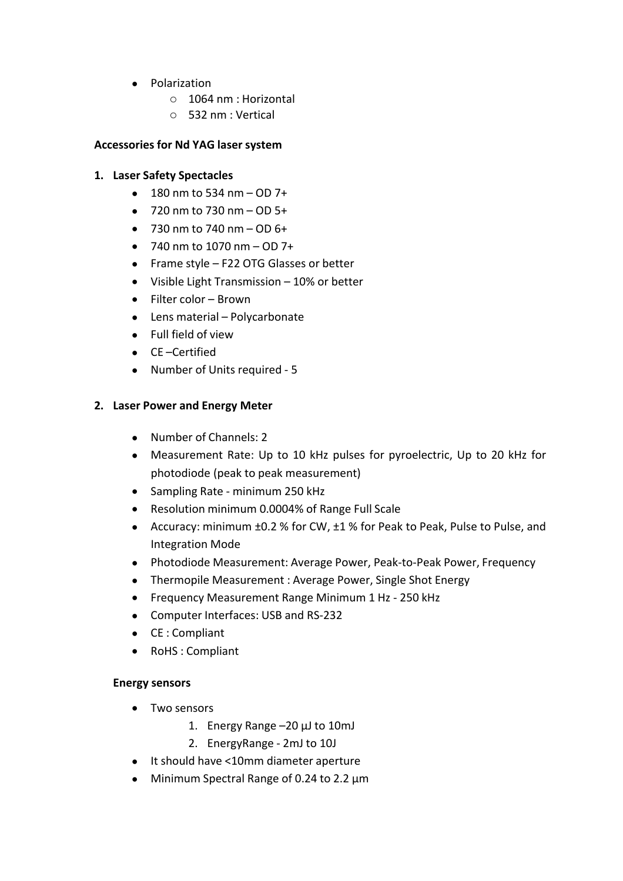- Polarization
  - 1064 nm : Horizontal
  - 532 nm : Vertical

**Accessories for Nd YAG laser system**

**1. Laser Safety Spectacles**

- 180 nm to 534 nm – OD 7+
- 720 nm to 730 nm – OD 5+
- 730 nm to 740 nm – OD 6+
- 740 nm to 1070 nm – OD 7+
- Frame style – F22 OTG Glasses or better
- Visible Light Transmission – 10% or better
- Filter color – Brown
- Lens material – Polycarbonate
- Full field of view
- CE –Certified
- Number of Units required - 5

**2. Laser Power and Energy Meter**

- Number of Channels: 2
- Measurement Rate: Up to 10 kHz pulses for pyroelectric, Up to 20 kHz for photodiode (peak to peak measurement)
- Sampling Rate - minimum 250 kHz
- Resolution minimum 0.0004% of Range Full Scale
- Accuracy: minimum ±0.2 % for CW, ±1 % for Peak to Peak, Pulse to Pulse, and Integration Mode
- Photodiode Measurement: Average Power, Peak-to-Peak Power, Frequency
- Thermopile Measurement : Average Power, Single Shot Energy
- Frequency Measurement Range Minimum 1 Hz - 250 kHz
- Computer Interfaces: USB and RS-232
- CE : Compliant
- RoHS : Compliant

**Energy sensors**

- Two sensors
  1. Energy Range –20 µJ to 10mJ
  2. EnergyRange - 2mJ to 10J
- It should have <10mm diameter aperture
- Minimum Spectral Range of 0.24 to 2.2 µm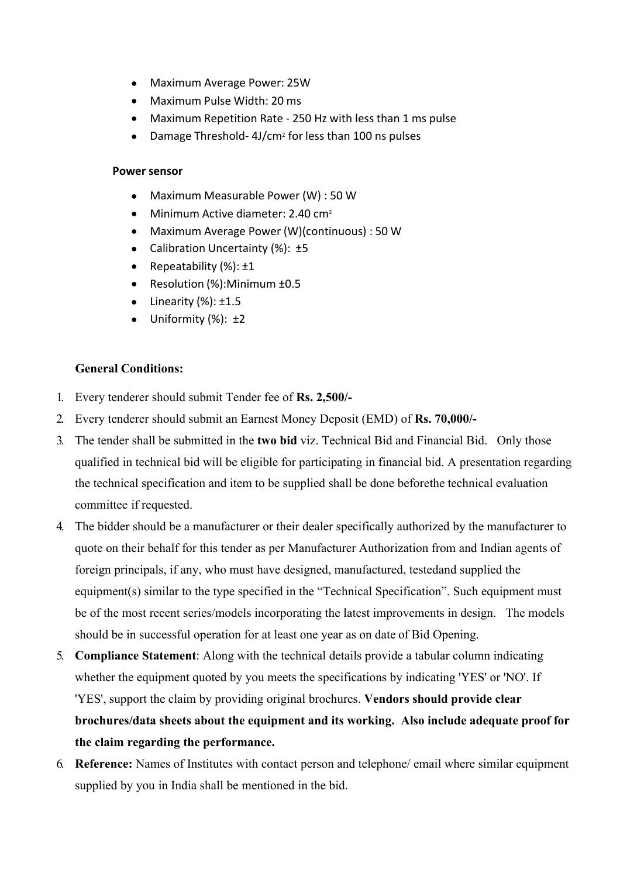- Maximum Average Power: 25W
- Maximum Pulse Width: 20 ms
- Maximum Repetition Rate - 250 Hz with less than 1 ms pulse
- Damage Threshold- 4J/$cm^2$ for less than 100 ns pulses

**Power sensor**

- Maximum Measurable Power (W) : 50 W
- Minimum Active diameter: 2.40 $cm^2$
- Maximum Average Power (W)(continuous) : 50 W
- Calibration Uncertainty (%): ±5
- Repeatability (%): ±1
- Resolution (%):Minimum ±0.5
- Linearity (%): ±1.5
- Uniformity (%): ±2

**General Conditions:**

1. Every tenderer should submit Tender fee of **Rs. 2,500/-**
2. Every tenderer should submit an Earnest Money Deposit (EMD) of **Rs. 70,000/-**
3. The tender shall be submitted in the **two bid** viz. Technical Bid and Financial Bid. Only those qualified in technical bid will be eligible for participating in financial bid. A presentation regarding the technical specification and item to be supplied shall be done beforethe technical evaluation committee if requested.
4. The bidder should be a manufacturer or their dealer specifically authorized by the manufacturer to quote on their behalf for this tender as per Manufacturer Authorization from and Indian agents of foreign principals, if any, who must have designed, manufactured, testedand supplied the equipment(s) similar to the type specified in the "Technical Specification". Such equipment must be of the most recent series/models incorporating the latest improvements in design. The models should be in successful operation for at least one year as on date of Bid Opening.
5. **Compliance Statement**: Along with the technical details provide a tabular column indicating whether the equipment quoted by you meets the specifications by indicating 'YES' or 'NO'. If 'YES', support the claim by providing original brochures. **Vendors should provide clear brochures/data sheets about the equipment and its working. Also include adequate proof for the claim regarding the performance.**
6. **Reference:** Names of Institutes with contact person and telephone/ email where similar equipment supplied by you in India shall be mentioned in the bid.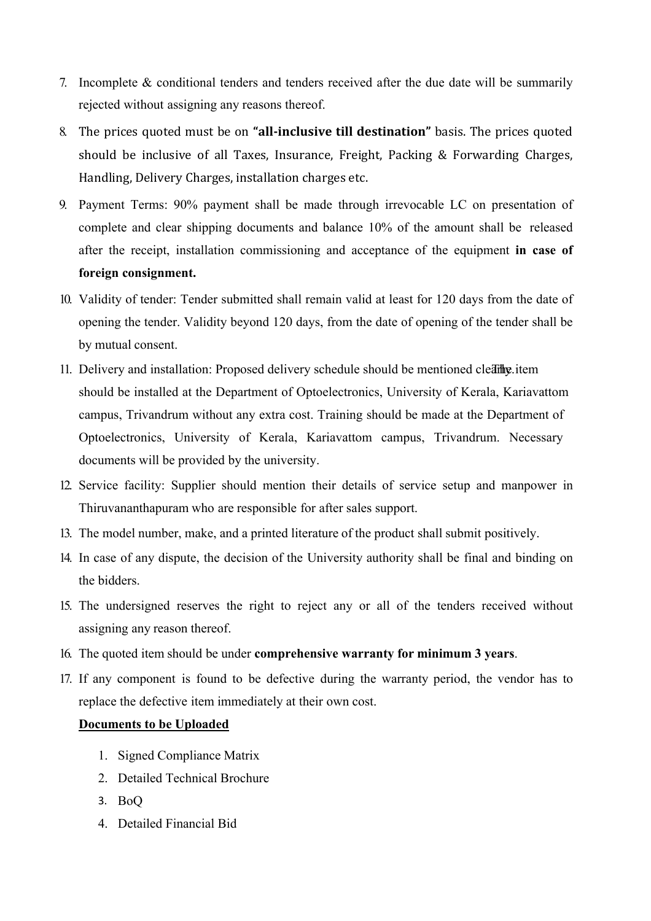7. Incomplete & conditional tenders and tenders received after the due date will be summarily rejected without assigning any reasons thereof.
8. The prices quoted must be on **"all-inclusive till destination"** basis. The prices quoted should be inclusive of all Taxes, Insurance, Freight, Packing & Forwarding Charges, Handling, Delivery Charges, installation charges etc.
9. Payment Terms: 90% payment shall be made through irrevocable LC on presentation of complete and clear shipping documents and balance 10% of the amount shall be released after the receipt, installation commissioning and acceptance of the equipment **in case of foreign consignment.**
10. Validity of tender: Tender submitted shall remain valid at least for 120 days from the date of opening the tender. Validity beyond 120 days, from the date of opening of the tender shall be by mutual consent.
11. Delivery and installation: Proposed delivery schedule should be mentioned clearly. The item should be installed at the Department of Optoelectronics, University of Kerala, Kariavattom campus, Trivandrum without any extra cost. Training should be made at the Department of Optoelectronics, University of Kerala, Kariavattom campus, Trivandrum. Necessary documents will be provided by the university.
12. Service facility: Supplier should mention their details of service setup and manpower in Thiruvananthapuram who are responsible for after sales support.
13. The model number, make, and a printed literature of the product shall submit positively.
14. In case of any dispute, the decision of the University authority shall be final and binding on the bidders.
15. The undersigned reserves the right to reject any or all of the tenders received without assigning any reason thereof.
16. The quoted item should be under **comprehensive warranty for minimum 3 years**.
17. If any component is found to be defective during the warranty period, the vendor has to replace the defective item immediately at their own cost.

**<u>Documents to be Uploaded</u>**

1. Signed Compliance Matrix
2. Detailed Technical Brochure
3. BoQ
4. Detailed Financial Bid